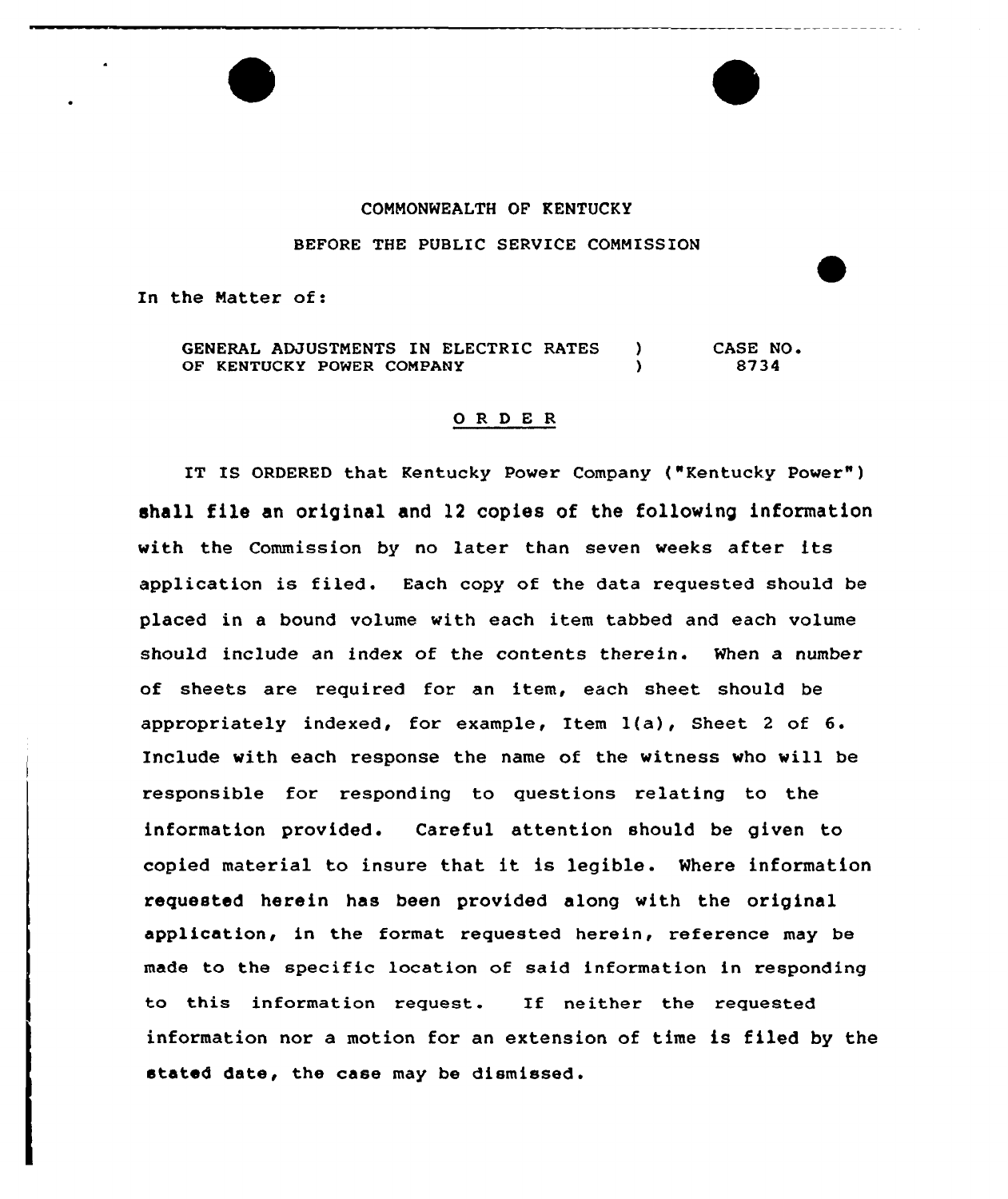COMMONWEALTH OF KENTUCKY

BEFORE THE PUBLIC SERVICE COMMISSION

In the Matter of:

| GENERAL ADJUSTMENTS IN ELECTRIC RATES OF KENTUCKY POWER COMPANY | ) ) | CASE NO. 8734 |
|---|---|---|

## O R D E R

IT IS ORDERED that Kentucky Power Company ("Kentucky Power") shall file an original and 12 copies of the following information with the Commission by no later than seven weeks after its application is filed. Each copy of the data requested should be placed in a bound volume with each item tabbed and each volume should include an index of the contents therein. When a number of sheets are required for an item, each sheet should be appropriately indexed, for example, Item 1(a), Sheet 2 of 6. Include with each response the name of the witness who will be responsible for responding to questions relating to the information provided. Careful attention should be given to copied material to insure that it is legible. Where information requested herein has been provided along with the original application, in the format requested herein, reference may be made to the specific location of said information in responding to this information request. If neither the requested information nor a motion for an extension of time is filed by the stated date, the case may be dismissed.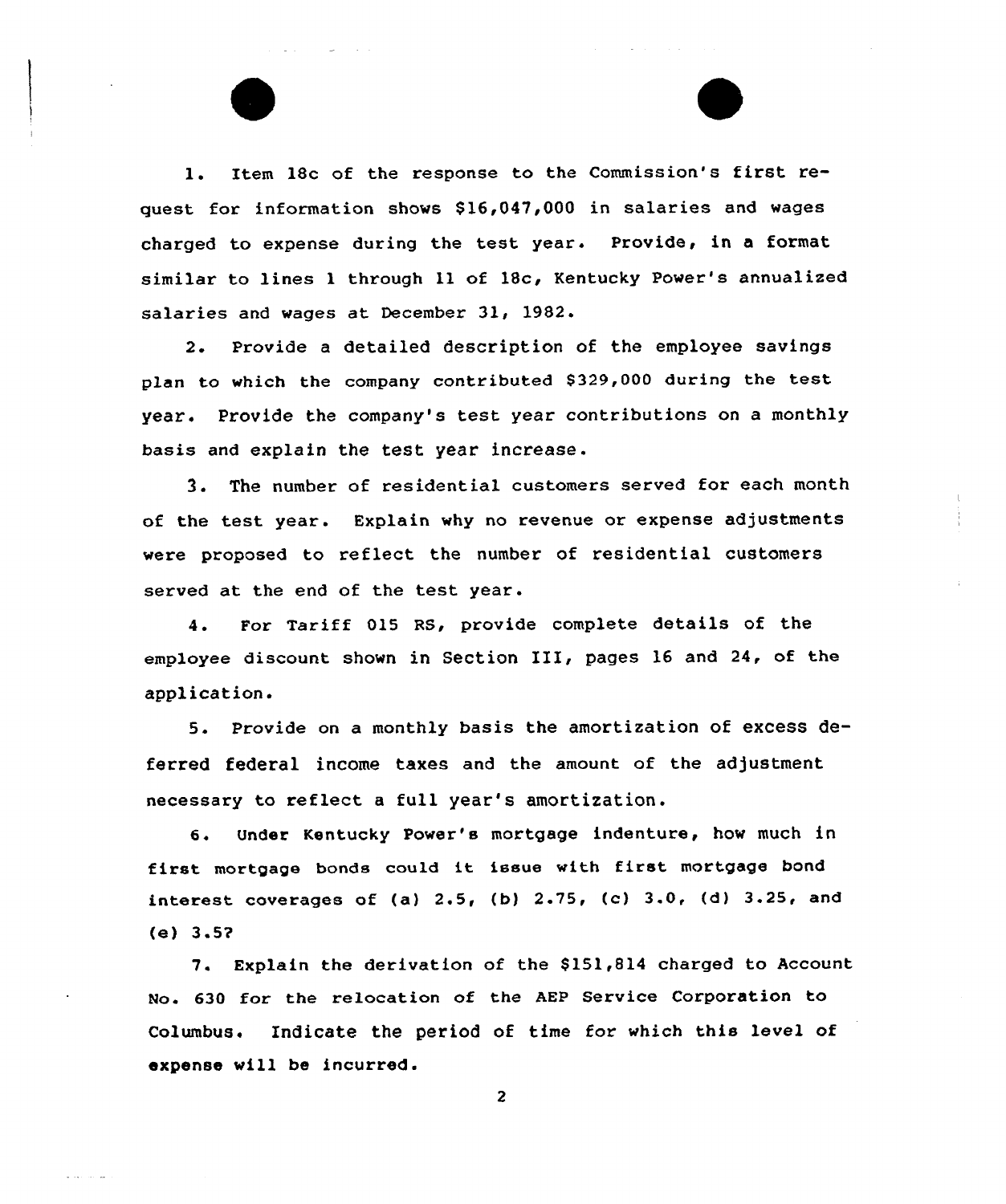1. Item 18c of the response to the Commission's first request for information shows $16,047,000 in salaries and wages charged to expense during the test year. Provide, in a format similar to lines 1 through 11 of 18c, Kentucky Power's annualized salaries and wages at December 31, 1982.

2. Provide a detailed description of the employee savings plan to which the company contributed $329,000 during the test year. Provide the company's test year contributions on a monthly basis and explain the test year increase.

3. The number of residential customers served for each month of the test year. Explain why no revenue or expense adjustments were proposed to reflect the number of residential customers served at the end of the test year.

4. For Tariff 015 RS, provide complete details of the employee discount shown in Section III, pages 16 and 24, of the application.

5. Provide on a monthly basis the amortization of excess deferred federal income taxes and the amount of the adjustment necessary to reflect a full year's amortization.

6. Under Kentucky Power's mortgage indenture, how much in first mortgage bonds could it issue with first mortgage bond interest coverages of (a) 2.5, (b) 2.75, (c) 3.0, (d) 3.25, and (e) 3.5?

7. Explain the derivation of the $151,814 charged to Account No. 630 for the relocation of the AEP Service Corporation to Columbus. Indicate the period of time for which this level of expense will be incurred.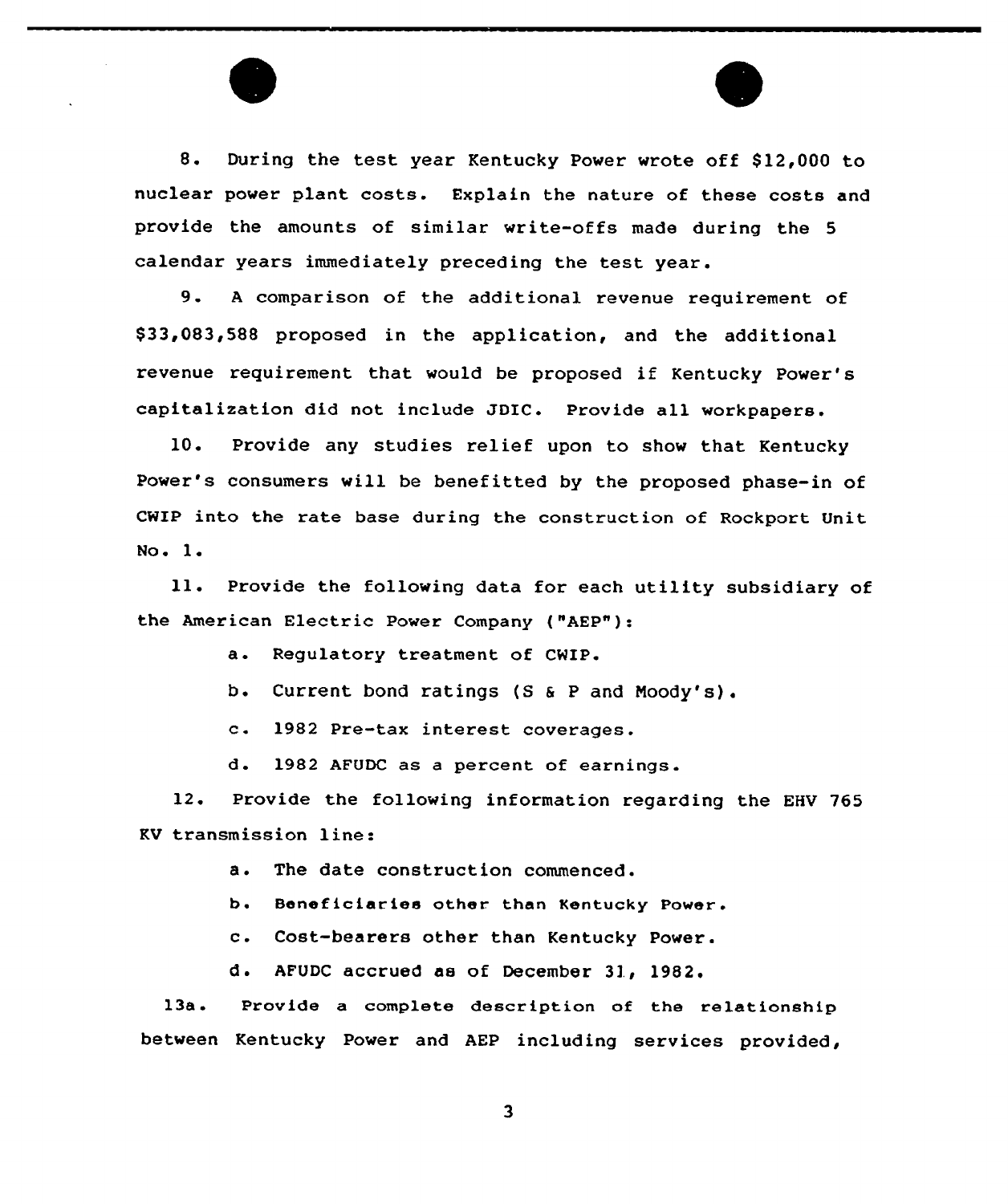8. During the test year Kentucky Power wrote off $12,000 to nuclear power plant costs. Explain the nature of these costs and provide the amounts of similar write-offs made during the 5 calendar years immediately preceding the test year.

9. A comparison of the additional revenue requirement of $33,083,588 proposed in the application, and the additional revenue requirement that would be proposed if Kentucky Power's capitalization did not include JDIC. Provide all workpapers.

10. Provide any studies relief upon to show that Kentucky Power's consumers will be benefitted by the proposed phase-in of CWIP into the rate base during the construction of Rockport Unit No. 1.

11. Provide the following data for each utility subsidiary of the American Electric Power Company ("AEP"):

   a. Regulatory treatment of CWIP.

   b. Current bond ratings (S & P and Moody's).

   c. 1982 Pre-tax interest coverages.

   d. 1982 AFUDC as a percent of earnings.

12. Provide the following information regarding the EHV 765 KV transmission line:

   a. The date construction commenced.

   b. Beneficiaries other than Kentucky Power.

   c. Cost-bearers other than Kentucky Power.

   d. AFUDC accrued as of December 31, 1982.

13a. Provide a complete description of the relationship between Kentucky Power and AEP including services provided,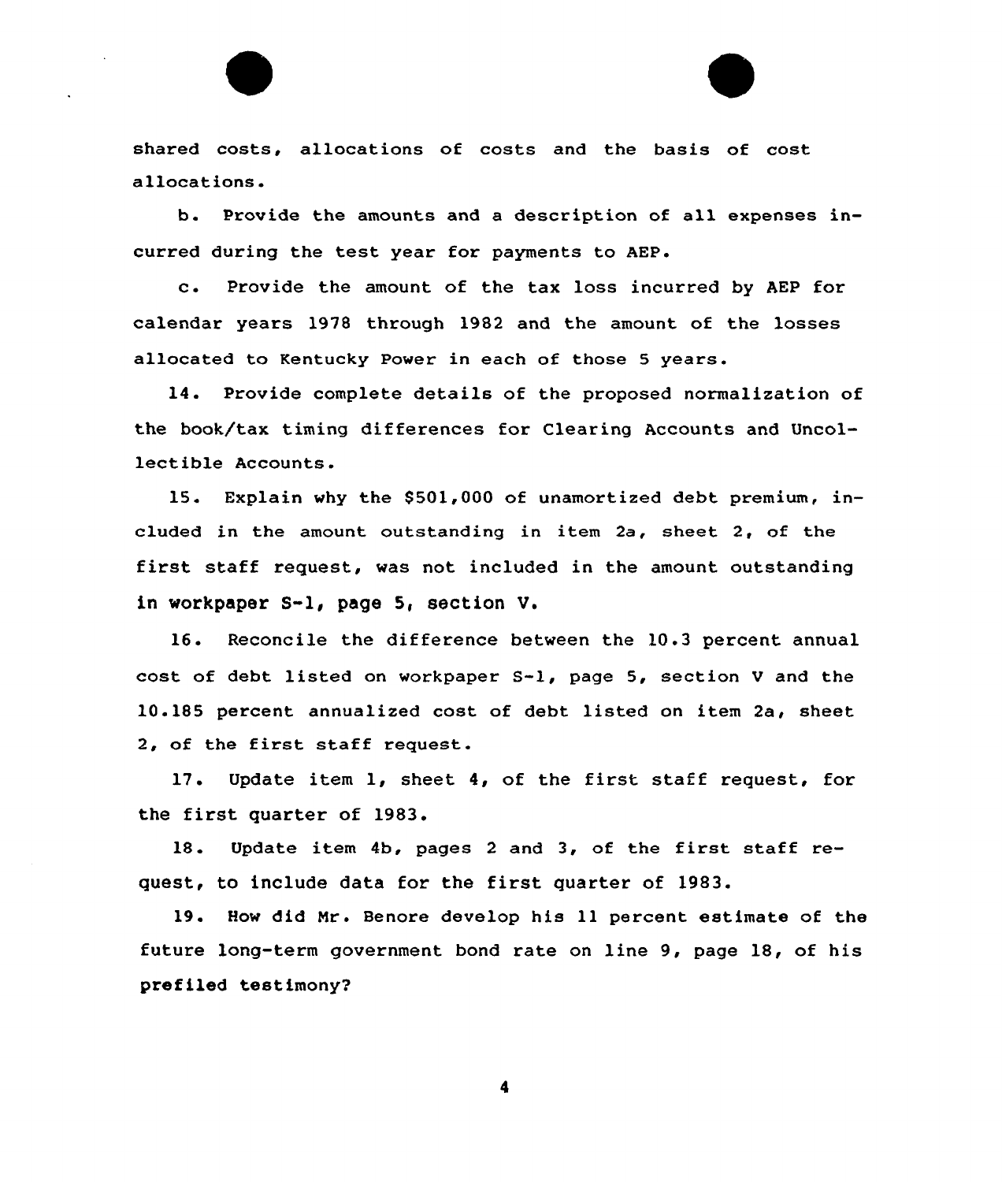shared costs, allocations of costs and the basis of cost allocations.

b. Provide the amounts and a description of all expenses incurred during the test year for payments to AEP.

c. Provide the amount of the tax loss incurred by AEP for calendar years 1978 through 1982 and the amount of the losses allocated to Kentucky Power in each of those 5 years.

14. Provide complete details of the proposed normalization of the book/tax timing differences for Clearing Accounts and Uncollectible Accounts.

15. Explain why the $501,000 of unamortized debt premium, included in the amount outstanding in item 2a, sheet 2, of the first staff request, was not included in the amount outstanding in workpaper S-1, page 5, section V.

16. Reconcile the difference between the 10.3 percent annual cost of debt listed on workpaper S-1, page 5, section V and the 10.185 percent annualized cost of debt listed on item 2a, sheet 2, of the first staff request.

17. Update item 1, sheet 4, of the first staff request, for the first quarter of 1983.

18. Update item 4b, pages 2 and 3, of the first staff request, to include data for the first quarter of 1983.

19. How did Mr. Benore develop his 11 percent estimate of the future long-term government bond rate on line 9, page 18, of his prefiled testimony?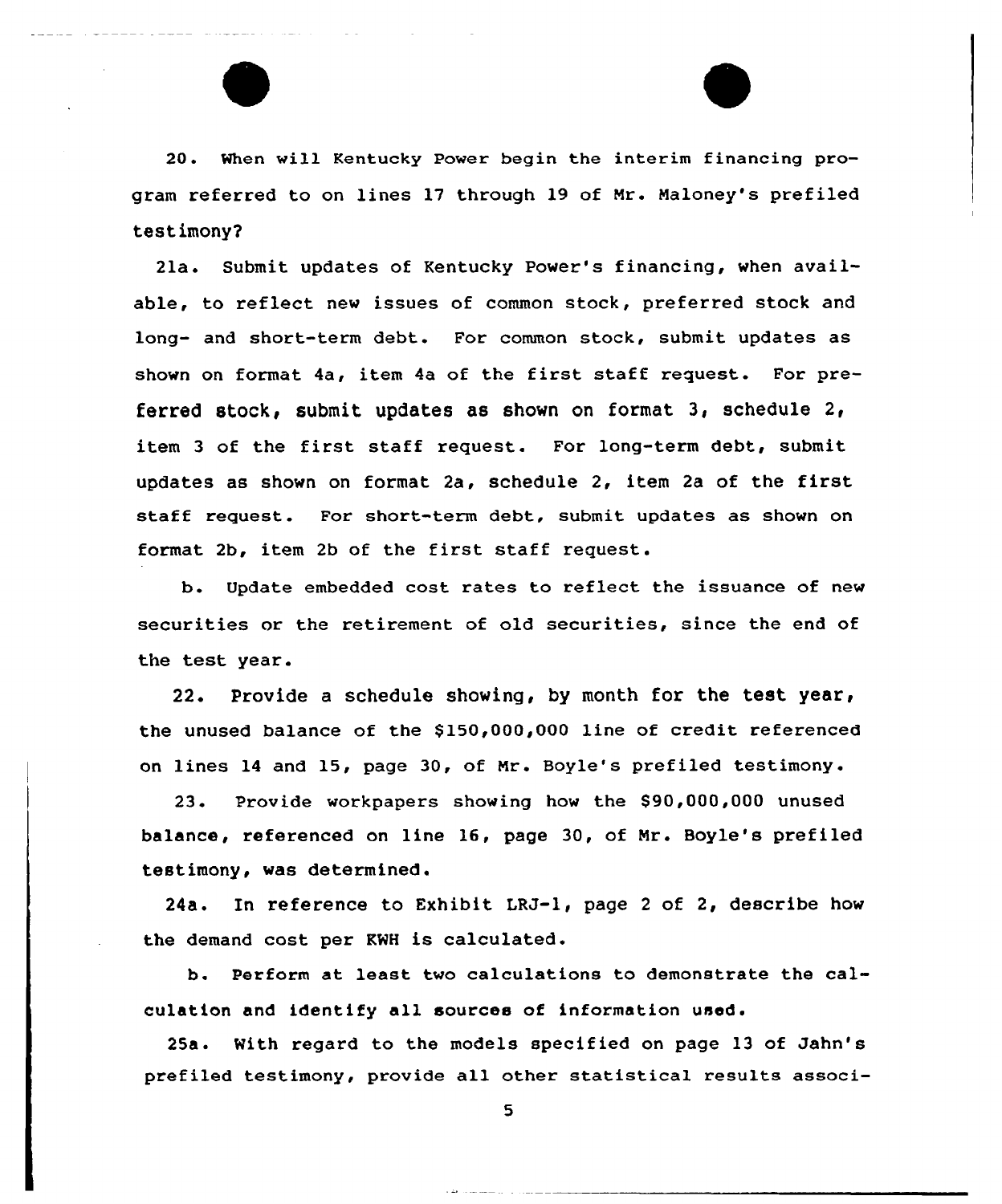20. When will Kentucky Power begin the interim financing program referred to on lines 17 through 19 of Mr. Maloney's prefiled testimony?

21a. Submit updates of Kentucky Power's financing, when available, to reflect new issues of common stock, preferred stock and long- and short-term debt. For common stock, submit updates as shown on format 4a, item 4a of the first staff request. For preferred stock, submit updates as shown on format 3, schedule 2, item 3 of the first staff request. For long-term debt, submit updates as shown on format 2a, schedule 2, item 2a of the first staff request. For short-term debt, submit updates as shown on format 2b, item 2b of the first staff request.

b. Update embedded cost rates to reflect the issuance of new securities or the retirement of old securities, since the end of the test year.

22. Provide a schedule showing, by month for the test year, the unused balance of the $150,000,000 line of credit referenced on lines 14 and 15, page 30, of Mr. Boyle's prefiled testimony.

23. Provide workpapers showing how the $90,000,000 unused balance, referenced on line 16, page 30, of Mr. Boyle's prefiled testimony, was determined.

24a. In reference to Exhibit LRJ-1, page 2 of 2, describe how the demand cost per KWH is calculated.

b. Perform at least two calculations to demonstrate the calculation and identify all sources of information used.

25a. With regard to the models specified on page 13 of Jahn's prefiled testimony, provide all other statistical results associ-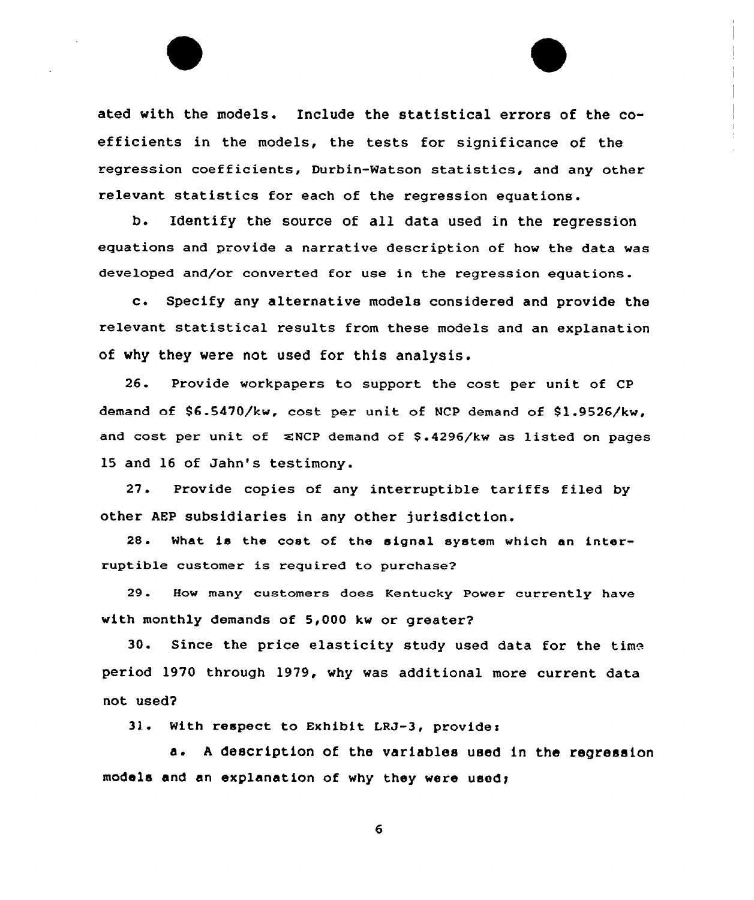ated with the models. Include the statistical errors of the coefficients in the models, the tests for significance of the regression coefficients, Durbin-Watson statistics, and any other relevant statistics for each of the regression equations.

b. Identify the source of all data used in the regression equations and provide a narrative description of how the data was developed and/or converted for use in the regression equations.

c. Specify any alternative models considered and provide the relevant statistical results from these models and an explanation of why they were not used for this analysis.

26. Provide workpapers to support the cost per unit of CP demand of $6.5470/kw, cost per unit of NCP demand of $1.9526/kw, and cost per unit of ≤NCP demand of $.4296/kw as listed on pages 15 and 16 of Jahn's testimony.

27. Provide copies of any interruptible tariffs filed by other AEP subsidiaries in any other jurisdiction.

28. What is the cost of the signal system which an interruptible customer is required to purchase?

29. How many customers does Kentucky Power currently have with monthly demands of 5,000 kw or greater?

30. Since the price elasticity study used data for the time period 1970 through 1979, why was additional more current data not used?

31. With respect to Exhibit LRJ-3, provide:

a. A description of the variables used in the regression models and an explanation of why they were used;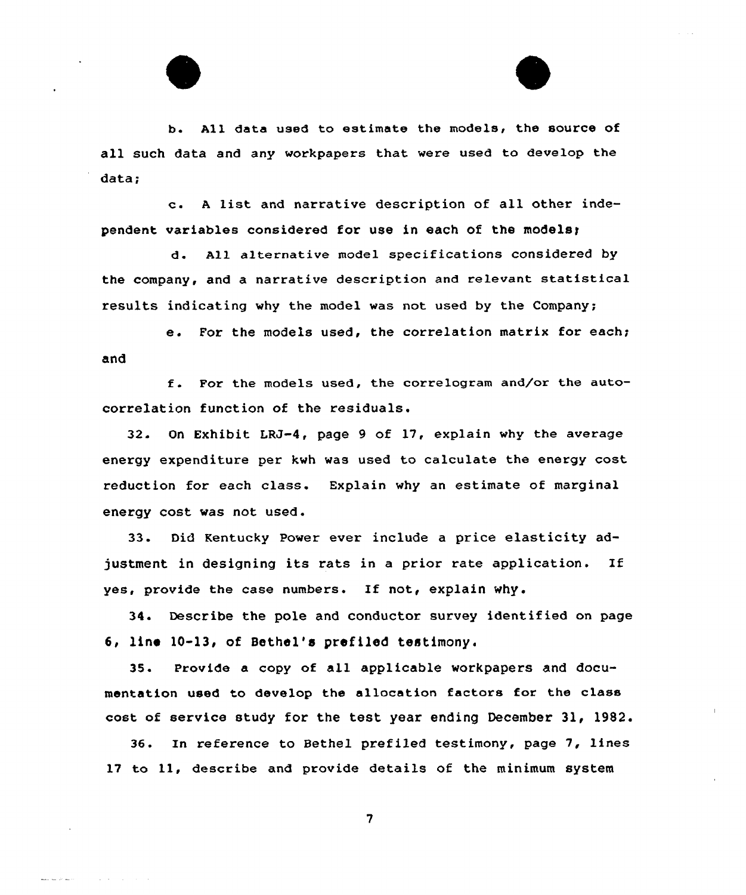b. All data used to estimate the models, the source of all such data and any workpapers that were used to develop the data;

c. A list and narrative description of all other independent variables considered for use in each of the models;

d. All alternative model specifications considered by the company, and a narrative description and relevant statistical results indicating why the model was not used by the Company;

e. For the models used, the correlation matrix for each; and

f. For the models used, the correlogram and/or the autocorrelation function of the residuals.

32. On Exhibit LRJ-4, page 9 of 17, explain why the average energy expenditure per kwh was used to calculate the energy cost reduction for each class. Explain why an estimate of marginal energy cost was not used.

33. Did Kentucky Power ever include a price elasticity adjustment in designing its rats in a prior rate application. If yes, provide the case numbers. If not, explain why.

34. Describe the pole and conductor survey identified on page 6, line 10-13, of Bethel's prefiled testimony.

35. Provide a copy of all applicable workpapers and documentation used to develop the allocation factors for the class cost of service study for the test year ending December 31, 1982.

36. In reference to Bethel prefiled testimony, page 7, lines 17 to 11, describe and provide details of the minimum system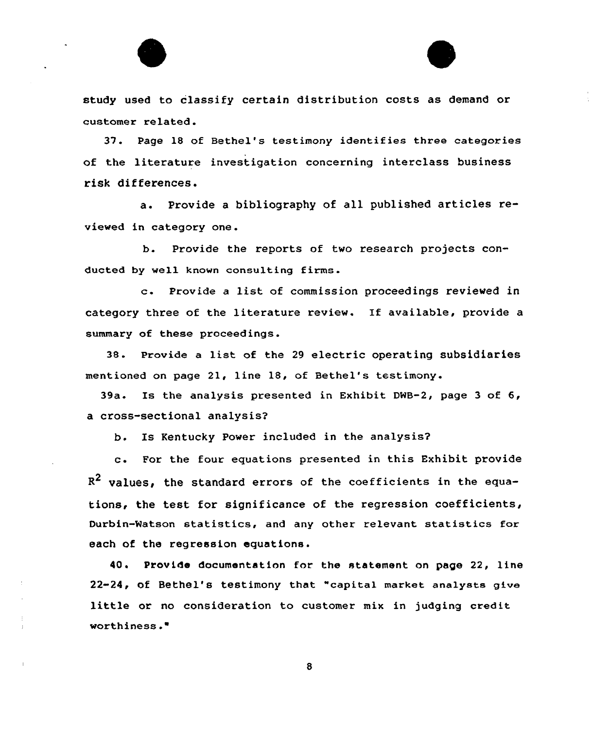study used to classify certain distribution costs as demand or customer related.

37. Page 18 of Bethel's testimony identifies three categories of the literature investigation concerning interclass business risk differences.

a. Provide a bibliography of all published articles reviewed in category one.

b. Provide the reports of two research projects conducted by well known consulting firms.

c. Provide a list of commission proceedings reviewed in category three of the literature review. If available, provide a summary of these proceedings.

38. Provide a list of the 29 electric operating subsidiaries mentioned on page 21, line 18, of Bethel's testimony.

39a. Is the analysis presented in Exhibit DWB-2, page 3 of 6, a cross-sectional analysis?

b. Is Kentucky Power included in the analysis?

c. For the four equations presented in this Exhibit provide $R^2$ values, the standard errors of the coefficients in the equations, the test for significance of the regression coefficients, Durbin-Watson statistics, and any other relevant statistics for each of the regression equations.

40. Provide documentation for the statement on page 22, line 22-24, of Bethel's testimony that "capital market analysts give little or no consideration to customer mix in judging credit worthiness."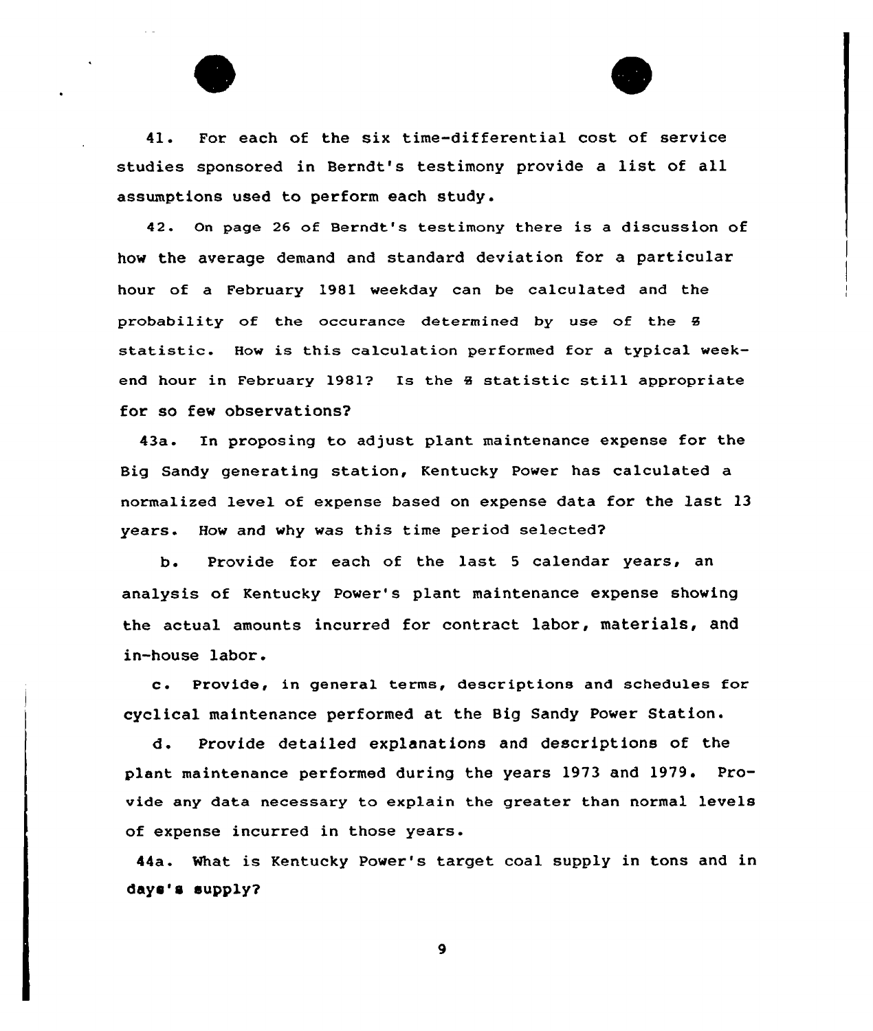41. For each of the six time-differential cost of service studies sponsored in Berndt's testimony provide a list of all assumptions used to perform each study.

42. On page 26 of Berndt's testimony there is a discussion of how the average demand and standard deviation for a particular hour of a February 1981 weekday can be calculated and the probability of the occurance determined by use of the Z statistic. How is this calculation performed for a typical weekend hour in February 1981? Is the Z statistic still appropriate for so few observations?

43a. In proposing to adjust plant maintenance expense for the Big Sandy generating station, Kentucky Power has calculated a normalized level of expense based on expense data for the last 13 years. How and why was this time period selected?

b. Provide for each of the last 5 calendar years, an analysis of Kentucky Power's plant maintenance expense showing the actual amounts incurred for contract labor, materials, and in-house labor.

c. Provide, in general terms, descriptions and schedules for cyclical maintenance performed at the Big Sandy Power Station.

d. Provide detailed explanations and descriptions of the plant maintenance performed during the years 1973 and 1979. Provide any data necessary to explain the greater than normal levels of expense incurred in those years.

44a. What is Kentucky Power's target coal supply in tons and in days's supply?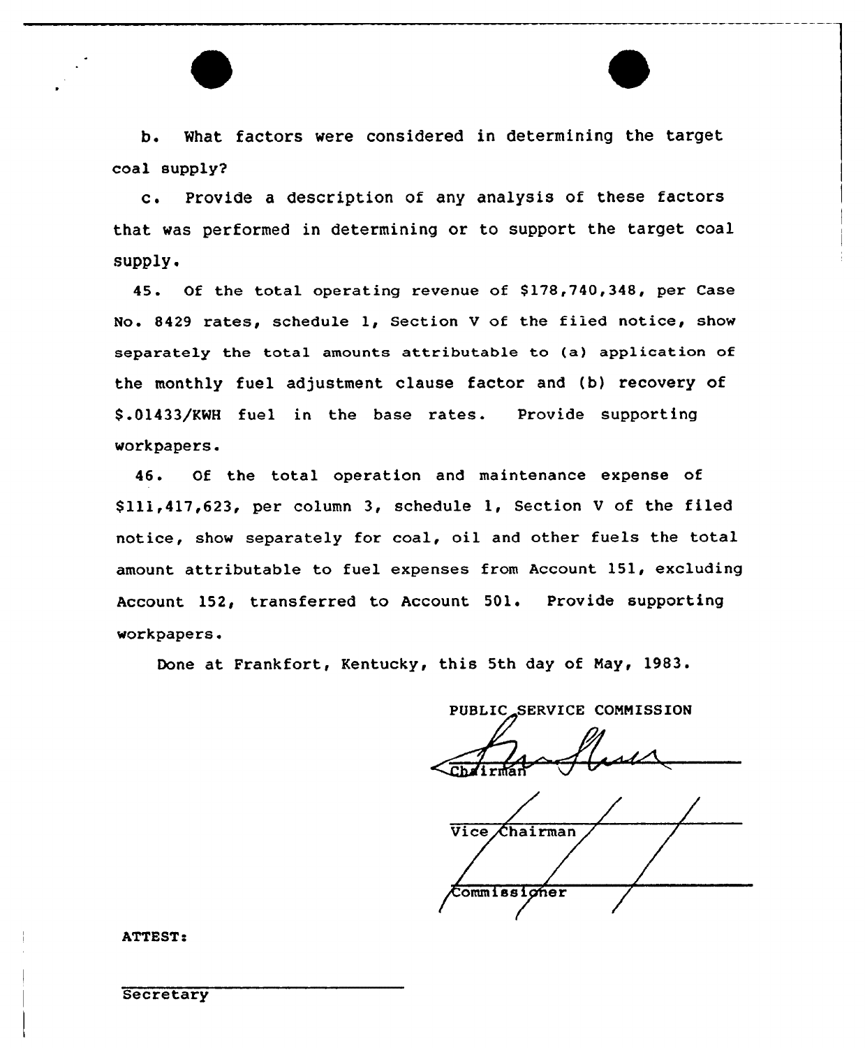b. What factors were considered in determining the target coal supply?

c. Provide a description of any analysis of these factors that was performed in determining or to support the target coal supply.

45. Of the total operating revenue of $178,740,348, per Case No. 8429 rates, schedule 1, Section V of the filed notice, show separately the total amounts attributable to (a) application of the monthly fuel adjustment clause factor and (b) recovery of $.01433/KWH fuel in the base rates. Provide supporting workpapers.

46. Of the total operation and maintenance expense of $111,417,623, per column 3, schedule 1, Section V of the filed notice, show separately for coal, oil and other fuels the total amount attributable to fuel expenses from Account 151, excluding Account 152, transferred to Account 501. Provide supporting workpapers.

Done at Frankfort, Kentucky, this 5th day of May, 1983.

PUBLIC SERVICE COMMISSION

Chairman

Vice Chairman

Commissioner

ATTEST:

Secretary